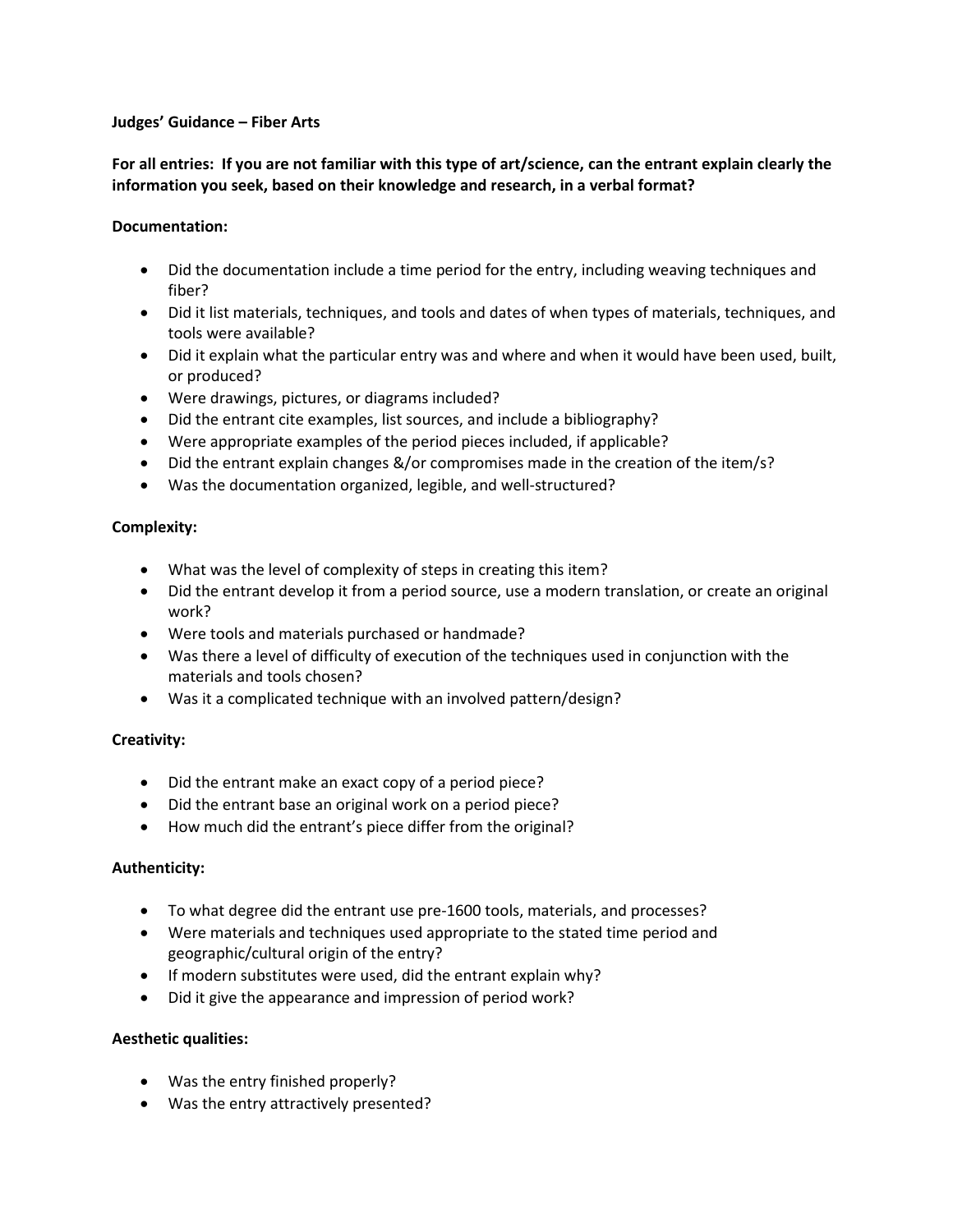**Judges' Guidance – Fiber Arts**

**For all entries: If you are not familiar with this type of art/science, can the entrant explain clearly the information you seek, based on their knowledge and research, in a verbal format?**

**Documentation:**

- Did the documentation include a time period for the entry, including weaving techniques and fiber?
- Did it list materials, techniques, and tools and dates of when types of materials, techniques, and tools were available?
- Did it explain what the particular entry was and where and when it would have been used, built, or produced?
- Were drawings, pictures, or diagrams included?
- Did the entrant cite examples, list sources, and include a bibliography?
- Were appropriate examples of the period pieces included, if applicable?
- Did the entrant explain changes &/or compromises made in the creation of the item/s?
- Was the documentation organized, legible, and well-structured?

**Complexity:**

- What was the level of complexity of steps in creating this item?
- Did the entrant develop it from a period source, use a modern translation, or create an original work?
- Were tools and materials purchased or handmade?
- Was there a level of difficulty of execution of the techniques used in conjunction with the materials and tools chosen?
- Was it a complicated technique with an involved pattern/design?

**Creativity:**

- Did the entrant make an exact copy of a period piece?
- Did the entrant base an original work on a period piece?
- How much did the entrant's piece differ from the original?

**Authenticity:**

- To what degree did the entrant use pre-1600 tools, materials, and processes?
- Were materials and techniques used appropriate to the stated time period and geographic/cultural origin of the entry?
- If modern substitutes were used, did the entrant explain why?
- Did it give the appearance and impression of period work?

**Aesthetic qualities:**

- Was the entry finished properly?
- Was the entry attractively presented?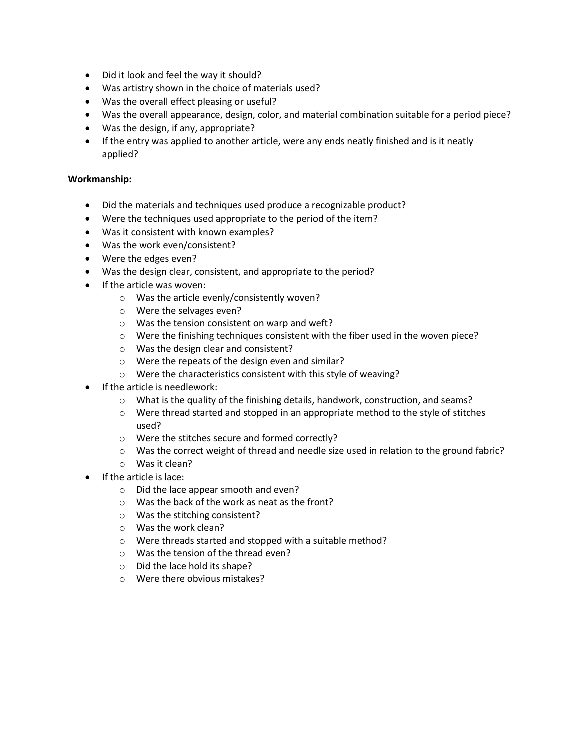- Did it look and feel the way it should?
- Was artistry shown in the choice of materials used?
- Was the overall effect pleasing or useful?
- Was the overall appearance, design, color, and material combination suitable for a period piece?
- Was the design, if any, appropriate?
- If the entry was applied to another article, were any ends neatly finished and is it neatly applied?

**Workmanship:**

- Did the materials and techniques used produce a recognizable product?
- Were the techniques used appropriate to the period of the item?
- Was it consistent with known examples?
- Was the work even/consistent?
- Were the edges even?
- Was the design clear, consistent, and appropriate to the period?
- If the article was woven:
    - Was the article evenly/consistently woven?
    - Were the selvages even?
    - Was the tension consistent on warp and weft?
    - Were the finishing techniques consistent with the fiber used in the woven piece?
    - Was the design clear and consistent?
    - Were the repeats of the design even and similar?
    - Were the characteristics consistent with this style of weaving?
- If the article is needlework:
    - What is the quality of the finishing details, handwork, construction, and seams?
    - Were thread started and stopped in an appropriate method to the style of stitches used?
    - Were the stitches secure and formed correctly?
    - Was the correct weight of thread and needle size used in relation to the ground fabric?
    - Was it clean?
- If the article is lace:
    - Did the lace appear smooth and even?
    - Was the back of the work as neat as the front?
    - Was the stitching consistent?
    - Was the work clean?
    - Were threads started and stopped with a suitable method?
    - Was the tension of the thread even?
    - Did the lace hold its shape?
    - Were there obvious mistakes?